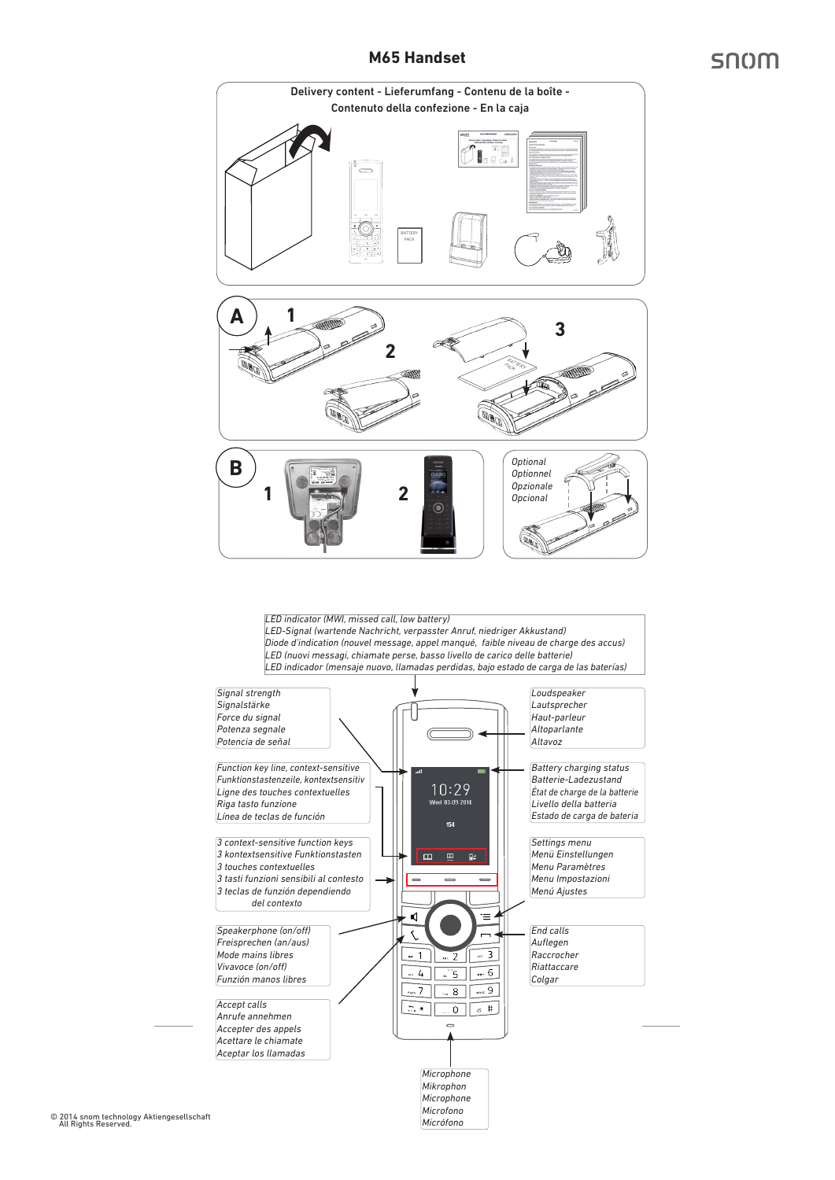# M65 Handset

snom

Delivery content - Lieferumfang - Contenu de la boîte - Contenuto della confezione - En la caja

A

1

2

3

B

1

2

Optional
Optionnel
Opzionale
Opcional

LED indicator (MWI, missed call, low battery)
LED-Signal (wartende Nachricht, verpasster Anruf, niedriger Akkustand)
Diode d'indication (nouvel message, appel manqué, faible niveau de charge des accus)
LED (nuovi messagi, chiamate perse, basso livello de carico delle batterie)
LED indicador (mensaje nuevo, llamadas perdidas, bajo estado de carga de las baterías)

Signal strength
Signalstärke
Force du signal
Potenza segnale
Potencia de señal

Loudspeaker
Lautsprecher
Haut-parleur
Altoparlante
Altavoz

Function key line, context-sensitive
Funktionstastenzeile, kontextsensitiv
Ligne des touches contextuelles
Riga tasto funzione
Línea de teclas de función

Battery charging status
Batterie-Ladezustand
État de charge de la batterie
Livello della batteria
Estado de carga de batería

3 context-sensitive function keys
3 kontextsensitive Funktionstasten
3 touches contextuelles
3 tasti funzioni sensibili al contesto
3 teclas de funzión dependiendo del contexto

Settings menu
Menü Einstellungen
Menu Paramètres
Menu Impostazioni
Menú Ajustes

Speakerphone (on/off)
Freisprechen (an/aus)
Mode mains libres
Vivavoce (on/off)
Funzión manos libres

End calls
Auflegen
Raccrocher
Riattaccare
Colgar

Accept calls
Anrufe annehmen
Accepter des appels
Acettare le chiamate
Aceptar los llamadas

Microphone
Mikrophon
Microphone
Microfono
Micrófono

© 2014 snom technology Aktiengesellschaft
All Rights Reserved.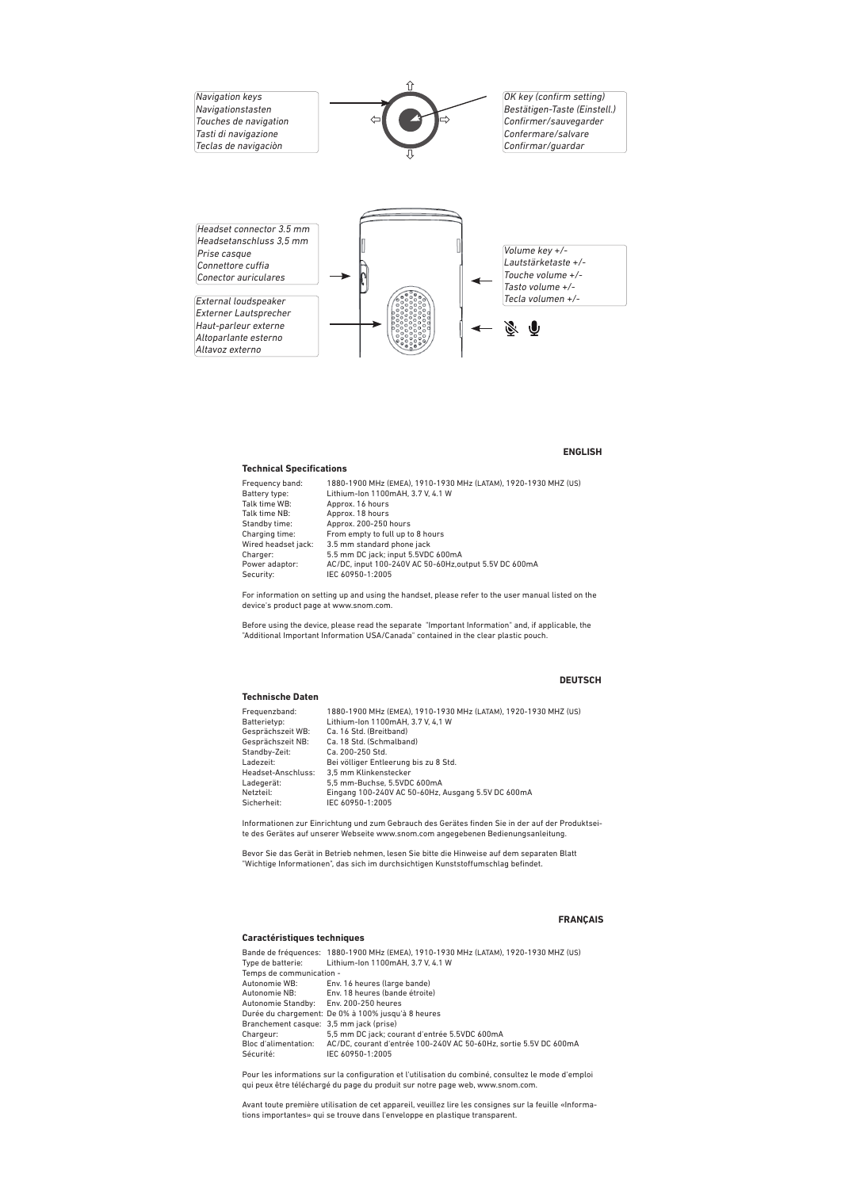Navigation keys
Navigationstasten
Touches de navigation
Tasti di navigazione
Teclas de navigaciòn

OK key (confirm setting)
Bestätigen-Taste (Einstell.)
Confirmer/sauvegarder
Confermare/salvare
Confirmar/guardar

Headset connector 3.5 mm
Headsetanschluss 3,5 mm
Prise casque
Connettore cuffia
Conector auriculares

External loudspeaker
Externer Lautsprecher
Haut-parleur externe
Altoparlante esterno
Altavoz externo

Volume key +/-
Lautstärketaste +/-
Touche volume +/-
Tasto volume +/-
Tecla volumen +/-

**ENGLISH**

### Technical Specifications

| | |
|---|---|
| Frequency band: | 1880-1900 MHz (EMEA), 1910-1930 MHz (LATAM), 1920-1930 MHZ (US) |
| Battery type: | Lithium-Ion 1100mAH, 3.7 V, 4.1 W |
| Talk time WB: | Approx. 16 hours |
| Talk time NB: | Approx. 18 hours |
| Standby time: | Approx. 200-250 hours |
| Charging time: | From empty to full up to 8 hours |
| Wired headset jack: | 3.5 mm standard phone jack |
| Charger: | 5,5 mm DC jack; input 5.5VDC 600mA |
| Power adaptor: | AC/DC, input 100-240V AC 50-60Hz,output 5.5V DC 600mA |
| Security: | IEC 60950-1:2005 |

For information on setting up and using the handset, please refer to the user manual listed on the device's product page at www.snom.com.

Before using the device, please read the separate "Important Information" and, if applicable, the "Additional Important Information USA/Canada" contained in the clear plastic pouch.

**DEUTSCH**

### Technische Daten

| | |
|---|---|
| Frequenzband: | 1880-1900 MHz (EMEA), 1910-1930 MHz (LATAM), 1920-1930 MHZ (US) |
| Batterietyp: | Lithium-Ion 1100mAH, 3.7 V, 4,1 W |
| Gesprächszeit WB: | Ca. 16 Std. (Breitband) |
| Gesprächszeit NB: | Ca. 18 Std. (Schmalband) |
| Standby-Zeit: | Ca. 200-250 Std. |
| Ladezeit: | Bei völliger Entleerung bis zu 8 Std. |
| Headset-Anschluss: | 3,5 mm Klinkenstecker |
| Ladegerät: | 5,5 mm-Buchse, 5.5VDC 600mA |
| Netzteil: | Eingang 100-240V AC 50-60Hz, Ausgang 5.5V DC 600mA |
| Sicherheit: | IEC 60950-1:2005 |

Informationen zur Einrichtung und zum Gebrauch des Gerätes finden Sie in der auf der Produktseite des Gerätes auf unserer Webseite www.snom.com angegebenen Bedienungsanleitung.

Bevor Sie das Gerät in Betrieb nehmen, lesen Sie bitte die Hinweise auf dem separaten Blatt "Wichtige Informationen", das sich im durchsichtigen Kunststoffumschlag befindet.

**FRANÇAIS**

### Caractéristiques techniques

| | |
|---|---|
| Bande de fréquences: | 1880-1900 MHz (EMEA), 1910-1930 MHz (LATAM), 1920-1930 MHZ (US) |
| Type de batterie: | Lithium-Ion 1100mAH, 3.7 V, 4.1 W |
| Temps de communication - | |
| Autonomie WB: | Env. 16 heures (large bande) |
| Autonomie NB: | Env. 18 heures (bande étroite) |
| Autonomie Standby: | Env. 200-250 heures |
| Durée du chargement: | De 0% à 100% jusqu'à 8 heures |
| Branchement casque: | 3,5 mm jack (prise) |
| Chargeur: | 5,5 mm DC jack; courant d'entrée 5.5VDC 600mA |
| Bloc d'alimentation: | AC/DC, courant d'entrée 100-240V AC 50-60Hz, sortie 5.5V DC 600mA |
| Sécurité: | IEC 60950-1:2005 |

Pour les informations sur la configuration et l'utilisation du combiné, consultez le mode d'emploi qui peux être téléchargé du page du produit sur notre page web, www.snom.com.

Avant toute première utilisation de cet appareil, veuillez lire les consignes sur la feuille «Informations importantes» qui se trouve dans l'enveloppe en plastique transparent.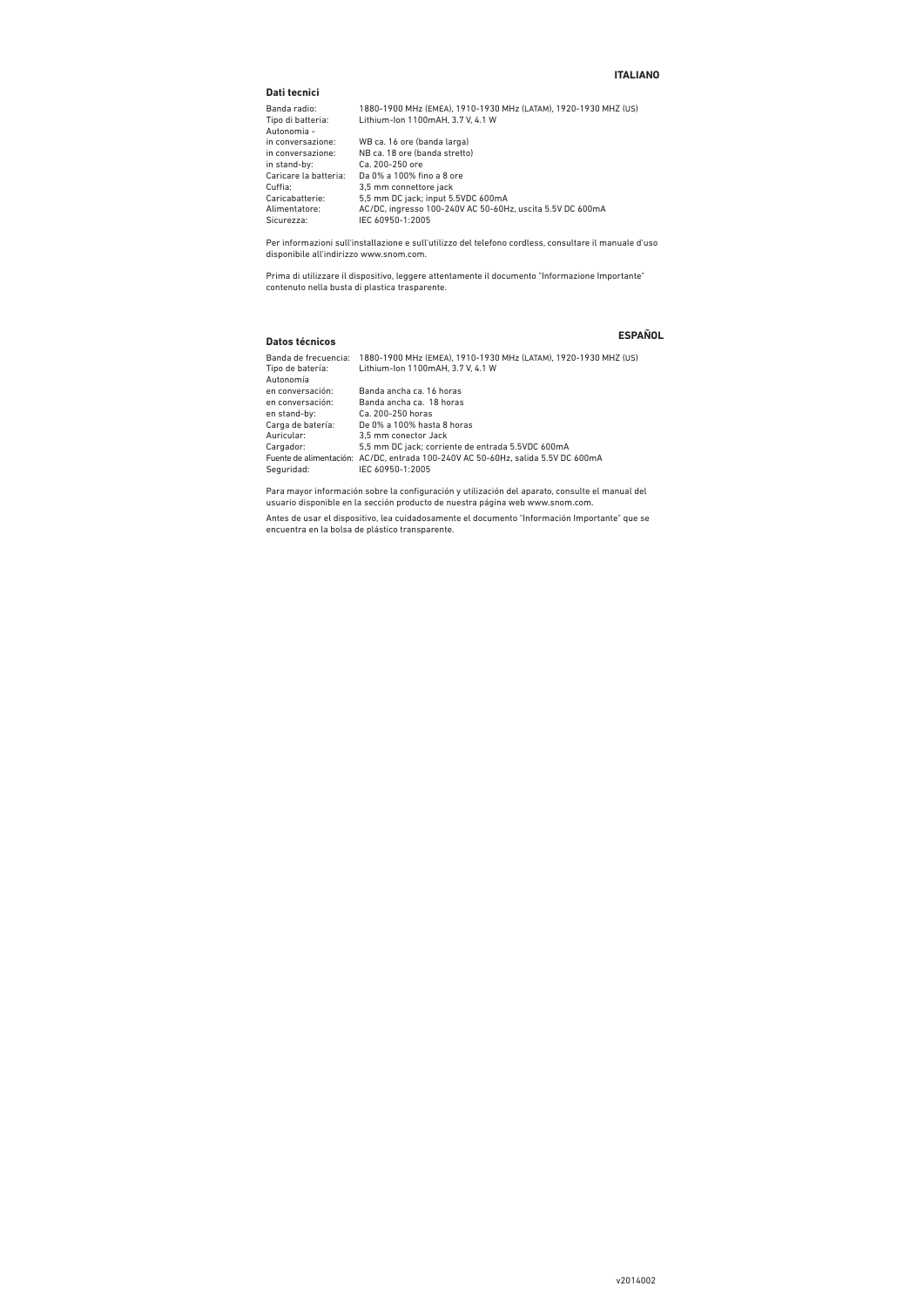**ITALIANO**

### Dati tecnici

| | |
|---|---|
| Banda radio: | 1880-1900 MHz (EMEA), 1910-1930 MHz (LATAM), 1920-1930 MHZ (US) |
| Tipo di batteria: | Lithium-Ion 1100mAH, 3.7 V, 4.1 W |
| Autonomia - | |
| in conversazione: | WB ca. 16 ore (banda larga) |
| in conversazione: | NB ca. 18 ore (banda stretto) |
| in stand-by: | Ca. 200-250 ore |
| Caricare la batteria: | Da 0% a 100% fino a 8 ore |
| Cuffia: | 3,5 mm connettore jack |
| Caricabatterie: | 5,5 mm DC jack; input 5.5VDC 600mA |
| Alimentatore: | AC/DC, ingresso 100-240V AC 50-60Hz, uscita 5.5V DC 600mA |
| Sicurezza: | IEC 60950-1:2005 |

Per informazioni sull'installazione e sull'utilizzo del telefono cordless, consultare il manuale d'uso disponibile all'indirizzo www.snom.com.

Prima di utilizzare il dispositivo, leggere attentamente il documento "Informazione Importante" contenuto nella busta di plastica trasparente.

**ESPAÑOL**

### Datos técnicos

| | |
|---|---|
| Banda de frecuencia: | 1880-1900 MHz (EMEA), 1910-1930 MHz (LATAM), 1920-1930 MHZ (US) |
| Tipo de batería: | Lithium-Ion 1100mAH, 3.7 V, 4.1 W |
| Autonomía | |
| en conversación: | Banda ancha ca. 16 horas |
| en conversación: | Banda ancha ca. 18 horas |
| en stand-by: | Ca. 200-250 horas |
| Carga de batería: | De 0% a 100% hasta 8 horas |
| Auricular: | 3,5 mm conector Jack |
| Cargador: | 5,5 mm DC jack; corriente de entrada 5.5VDC 600mA |
| Fuente de alimentación: | AC/DC, entrada 100-240V AC 50-60Hz, salida 5.5V DC 600mA |
| Seguridad: | IEC 60950-1:2005 |

Para mayor información sobre la configuración y utilización del aparato, consulte el manual del usuario disponible en la sección producto de nuestra página web www.snom.com.

Antes de usar el dispositivo, lea cuidadosamente el documento "Información Importante" que se encuentra en la bolsa de plástico transparente.

v2014002